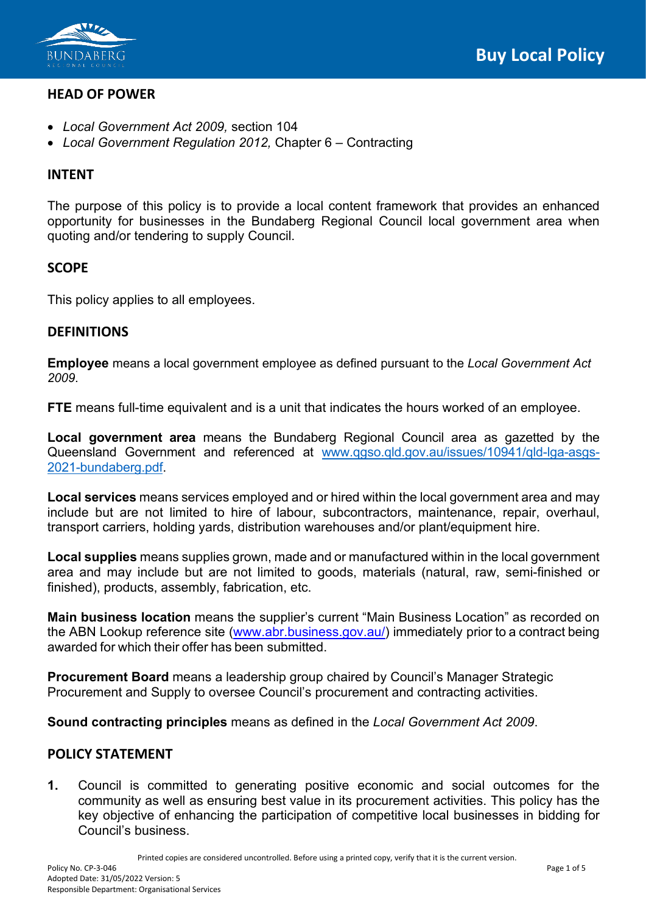# Buy Local Policy

## HEAD OF POWER

- *Local Government Act 2009,* section 104
- *Local Government Regulation 2012,* Chapter 6 – Contracting

## INTENT

The purpose of this policy is to provide a local content framework that provides an enhanced opportunity for businesses in the Bundaberg Regional Council local government area when quoting and/or tendering to supply Council.

## SCOPE

This policy applies to all employees.

## DEFINITIONS

**Employee** means a local government employee as defined pursuant to the *Local Government Act 2009*.

**FTE** means full-time equivalent and is a unit that indicates the hours worked of an employee.

**Local government area** means the Bundaberg Regional Council area as gazetted by the Queensland Government and referenced at www.qgso.qld.gov.au/issues/10941/qld-lga-asgs-2021-bundaberg.pdf.

**Local services** means services employed and or hired within the local government area and may include but are not limited to hire of labour, subcontractors, maintenance, repair, overhaul, transport carriers, holding yards, distribution warehouses and/or plant/equipment hire.

**Local supplies** means supplies grown, made and or manufactured within in the local government area and may include but are not limited to goods, materials (natural, raw, semi-finished or finished), products, assembly, fabrication, etc.

**Main business location** means the supplier's current "Main Business Location" as recorded on the ABN Lookup reference site (www.abr.business.gov.au/) immediately prior to a contract being awarded for which their offer has been submitted.

**Procurement Board** means a leadership group chaired by Council's Manager Strategic Procurement and Supply to oversee Council's procurement and contracting activities.

**Sound contracting principles** means as defined in the *Local Government Act 2009*.

## POLICY STATEMENT

1. Council is committed to generating positive economic and social outcomes for the community as well as ensuring best value in its procurement activities. This policy has the key objective of enhancing the participation of competitive local businesses in bidding for Council's business.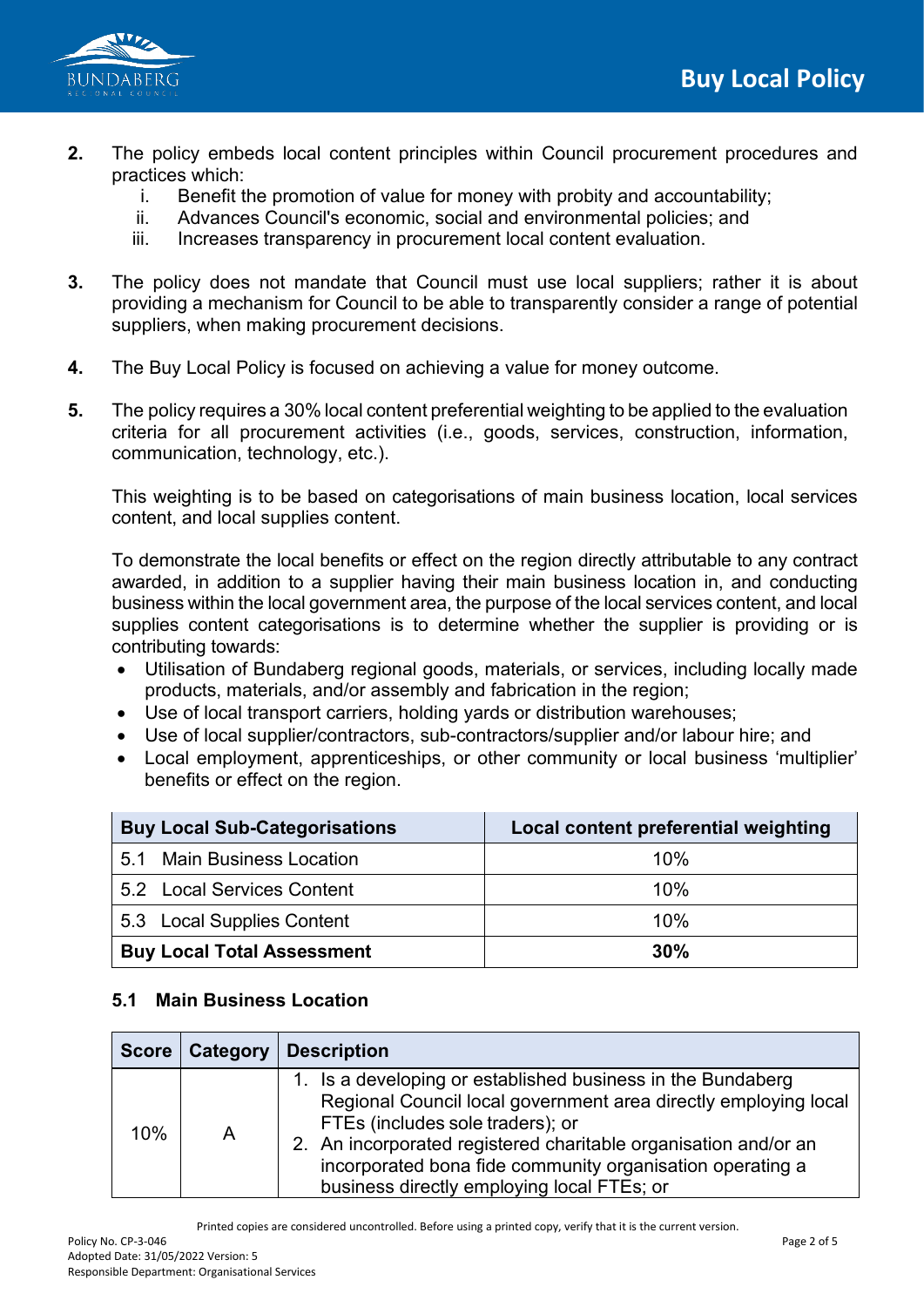2. The policy embeds local content principles within Council procurement procedures and practices which:
   i. Benefit the promotion of value for money with probity and accountability;
   ii. Advances Council's economic, social and environmental policies; and
   iii. Increases transparency in procurement local content evaluation.

3. The policy does not mandate that Council must use local suppliers; rather it is about providing a mechanism for Council to be able to transparently consider a range of potential suppliers, when making procurement decisions.

4. The Buy Local Policy is focused on achieving a value for money outcome.

5. The policy requires a 30% local content preferential weighting to be applied to the evaluation criteria for all procurement activities (i.e., goods, services, construction, information, communication, technology, etc.).

   This weighting is to be based on categorisations of main business location, local services content, and local supplies content.

   To demonstrate the local benefits or effect on the region directly attributable to any contract awarded, in addition to a supplier having their main business location in, and conducting business within the local government area, the purpose of the local services content, and local supplies content categorisations is to determine whether the supplier is providing or is contributing towards:

   - Utilisation of Bundaberg regional goods, materials, or services, including locally made products, materials, and/or assembly and fabrication in the region;
   - Use of local transport carriers, holding yards or distribution warehouses;
   - Use of local supplier/contractors, sub-contractors/supplier and/or labour hire; and
   - Local employment, apprenticeships, or other community or local business 'multiplier' benefits or effect on the region.

| Buy Local Sub-Categorisations | Local content preferential weighting |
|---|---|
| 5.1 Main Business Location | 10% |
| 5.2 Local Services Content | 10% |
| 5.3 Local Supplies Content | 10% |
| **Buy Local Total Assessment** | **30%** |

### 5.1 Main Business Location

| Score | Category | Description |
|---|---|---|
| 10% | A | 1. Is a developing or established business in the Bundaberg Regional Council local government area directly employing local FTEs (includes sole traders); or<br>2. An incorporated registered charitable organisation and/or an incorporated bona fide community organisation operating a business directly employing local FTEs; or |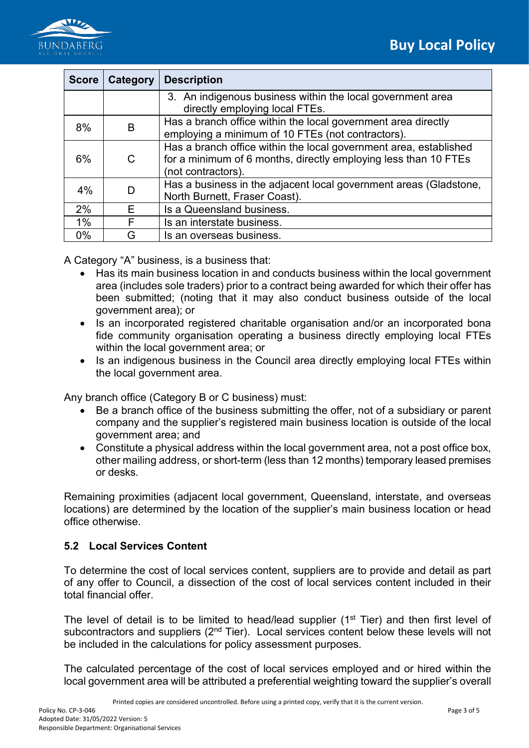| Score | Category | Description |
|---|---|---|
| | | 3. An indigenous business within the local government area directly employing local FTEs. |
| 8% | B | Has a branch office within the local government area directly employing a minimum of 10 FTEs (not contractors). |
| 6% | C | Has a branch office within the local government area, established for a minimum of 6 months, directly employing less than 10 FTEs (not contractors). |
| 4% | D | Has a business in the adjacent local government areas (Gladstone, North Burnett, Fraser Coast). |
| 2% | E | Is a Queensland business. |
| 1% | F | Is an interstate business. |
| 0% | G | Is an overseas business. |

A Category “A” business, is a business that:

- Has its main business location in and conducts business within the local government area (includes sole traders) prior to a contract being awarded for which their offer has been submitted; (noting that it may also conduct business outside of the local government area); or
- Is an incorporated registered charitable organisation and/or an incorporated bona fide community organisation operating a business directly employing local FTEs within the local government area; or
- Is an indigenous business in the Council area directly employing local FTEs within the local government area.

Any branch office (Category B or C business) must:

- Be a branch office of the business submitting the offer, not of a subsidiary or parent company and the supplier’s registered main business location is outside of the local government area; and
- Constitute a physical address within the local government area, not a post office box, other mailing address, or short-term (less than 12 months) temporary leased premises or desks.

Remaining proximities (adjacent local government, Queensland, interstate, and overseas locations) are determined by the location of the supplier’s main business location or head office otherwise.

### 5.2 Local Services Content

To determine the cost of local services content, suppliers are to provide and detail as part of any offer to Council, a dissection of the cost of local services content included in their total financial offer.

The level of detail is to be limited to head/lead supplier (1st Tier) and then first level of subcontractors and suppliers (2nd Tier). Local services content below these levels will not be included in the calculations for policy assessment purposes.

The calculated percentage of the cost of local services employed and or hired within the local government area will be attributed a preferential weighting toward the supplier’s overall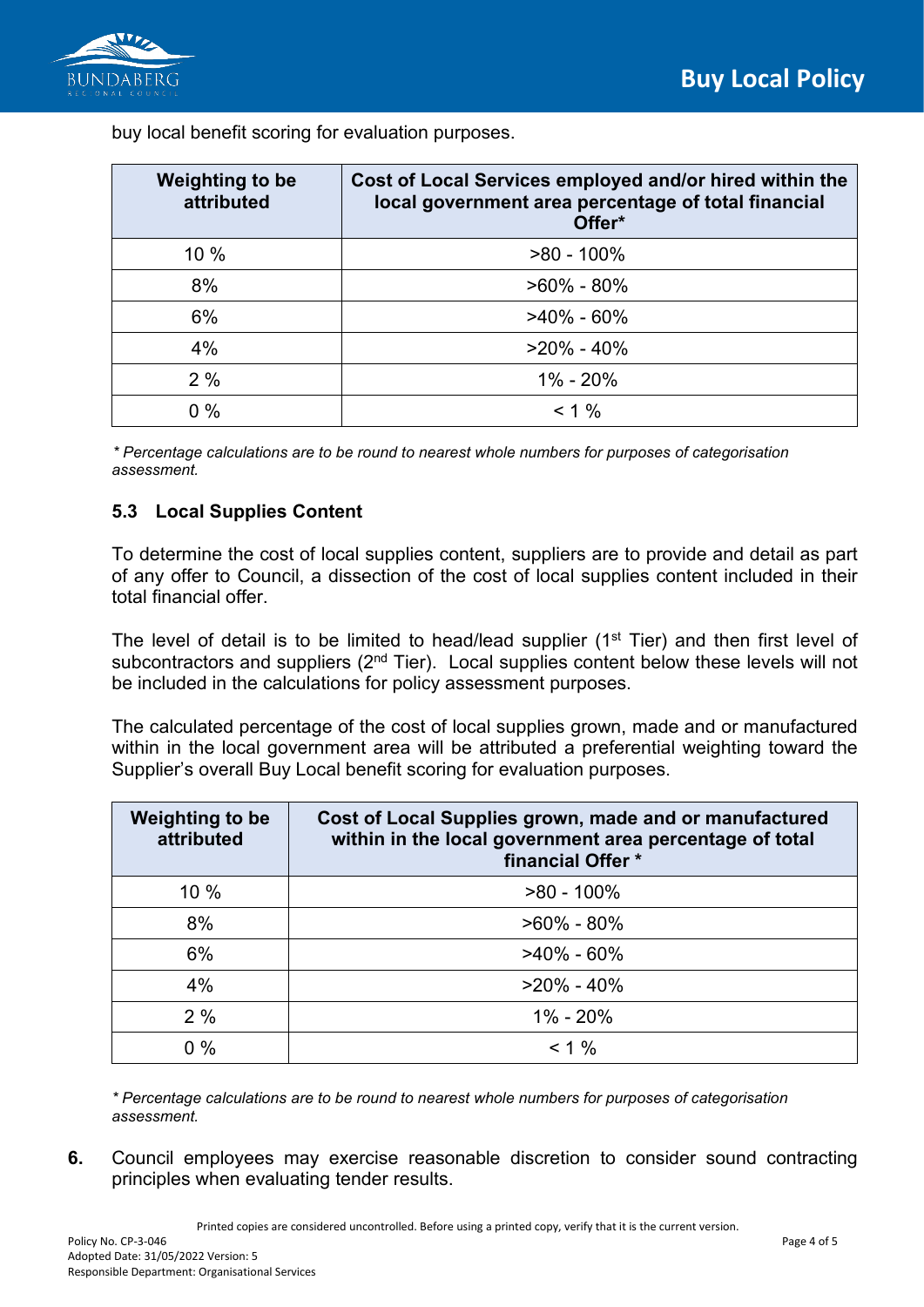buy local benefit scoring for evaluation purposes.

| Weighting to be attributed | Cost of Local Services employed and/or hired within the local government area percentage of total financial Offer* |
|---|---|
| 10 % | >80 - 100% |
| 8% | >60% - 80% |
| 6% | >40% - 60% |
| 4% | >20% - 40% |
| 2 % | 1% - 20% |
| 0 % | < 1 % |

*\* Percentage calculations are to be round to nearest whole numbers for purposes of categorisation assessment.*

### 5.3 Local Supplies Content

To determine the cost of local supplies content, suppliers are to provide and detail as part of any offer to Council, a dissection of the cost of local supplies content included in their total financial offer.

The level of detail is to be limited to head/lead supplier (1st Tier) and then first level of subcontractors and suppliers (2nd Tier). Local supplies content below these levels will not be included in the calculations for policy assessment purposes.

The calculated percentage of the cost of local supplies grown, made and or manufactured within in the local government area will be attributed a preferential weighting toward the Supplier's overall Buy Local benefit scoring for evaluation purposes.

| Weighting to be attributed | Cost of Local Supplies grown, made and or manufactured within in the local government area percentage of total financial Offer * |
|---|---|
| 10 % | >80 - 100% |
| 8% | >60% - 80% |
| 6% | >40% - 60% |
| 4% | >20% - 40% |
| 2 % | 1% - 20% |
| 0 % | < 1 % |

*\* Percentage calculations are to be round to nearest whole numbers for purposes of categorisation assessment.*

**6.** Council employees may exercise reasonable discretion to consider sound contracting principles when evaluating tender results.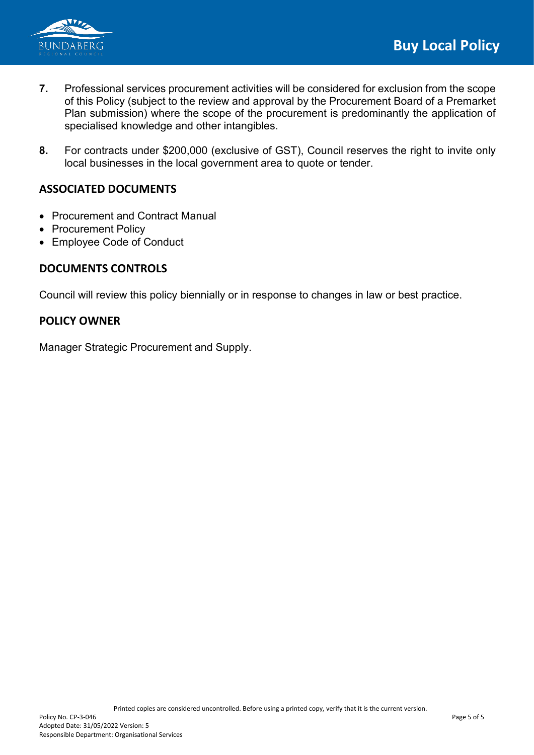7. Professional services procurement activities will be considered for exclusion from the scope of this Policy (subject to the review and approval by the Procurement Board of a Premarket Plan submission) where the scope of the procurement is predominantly the application of specialised knowledge and other intangibles.

8. For contracts under $200,000 (exclusive of GST), Council reserves the right to invite only local businesses in the local government area to quote or tender.

## ASSOCIATED DOCUMENTS

- Procurement and Contract Manual
- Procurement Policy
- Employee Code of Conduct

## DOCUMENTS CONTROLS

Council will review this policy biennially or in response to changes in law or best practice.

## POLICY OWNER

Manager Strategic Procurement and Supply.